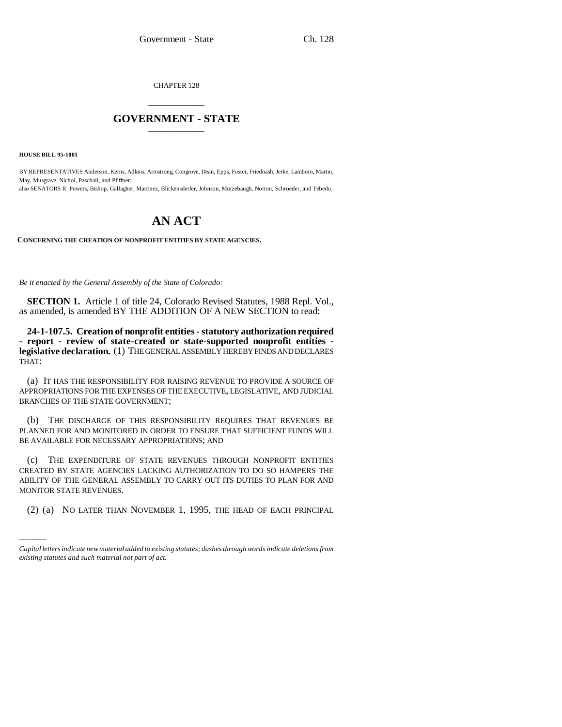CHAPTER 128

# GOVERNMENT - STATE

**HOUSE BILL 95-1001**

BY REPRESENTATIVES Anderson, Kerns, Adkins, Armstrong, Congrove, Dean, Epps, Foster, Friednash, Jerke, Lamborn, Martin, May, Musgrave, Nichol, Paschall, and Pfiffner;
also SENATORS R. Powers, Bishop, Gallagher, Martinez, Blickensderfer, Johnson, Mutzebaugh, Norton, Schroeder, and Tebedo.

# AN ACT

**CONCERNING THE CREATION OF NONPROFIT ENTITIES BY STATE AGENCIES.**

*Be it enacted by the General Assembly of the State of Colorado:*

**SECTION 1.** Article 1 of title 24, Colorado Revised Statutes, 1988 Repl. Vol., as amended, is amended BY THE ADDITION OF A NEW SECTION to read:

**24-1-107.5. Creation of nonprofit entities - statutory authorization required - report - review of state-created or state-supported nonprofit entities - legislative declaration.** (1) THE GENERAL ASSEMBLY HEREBY FINDS AND DECLARES THAT:

(a) IT HAS THE RESPONSIBILITY FOR RAISING REVENUE TO PROVIDE A SOURCE OF APPROPRIATIONS FOR THE EXPENSES OF THE EXECUTIVE, LEGISLATIVE, AND JUDICIAL BRANCHES OF THE STATE GOVERNMENT;

(b) THE DISCHARGE OF THIS RESPONSIBILITY REQUIRES THAT REVENUES BE PLANNED FOR AND MONITORED IN ORDER TO ENSURE THAT SUFFICIENT FUNDS WILL BE AVAILABLE FOR NECESSARY APPROPRIATIONS; AND

(c) THE EXPENDITURE OF STATE REVENUES THROUGH NONPROFIT ENTITIES CREATED BY STATE AGENCIES LACKING AUTHORIZATION TO DO SO HAMPERS THE ABILITY OF THE GENERAL ASSEMBLY TO CARRY OUT ITS DUTIES TO PLAN FOR AND MONITOR STATE REVENUES.

(2) (a) NO LATER THAN NOVEMBER 1, 1995, THE HEAD OF EACH PRINCIPAL

*Capital letters indicate new material added to existing statutes; dashes through words indicate deletions from existing statutes and such material not part of act.*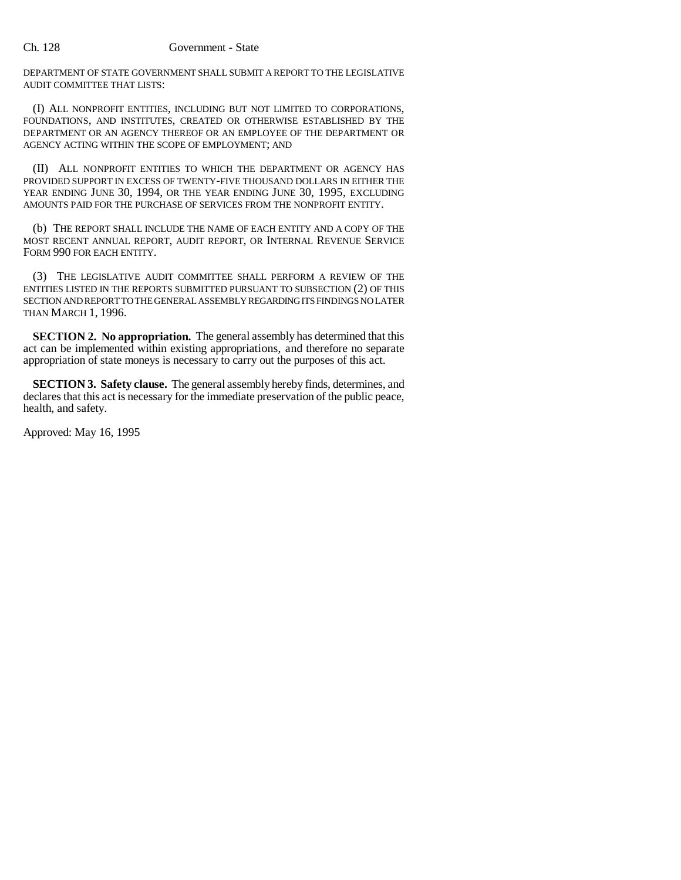DEPARTMENT OF STATE GOVERNMENT SHALL SUBMIT A REPORT TO THE LEGISLATIVE AUDIT COMMITTEE THAT LISTS:

(I) ALL NONPROFIT ENTITIES, INCLUDING BUT NOT LIMITED TO CORPORATIONS, FOUNDATIONS, AND INSTITUTES, CREATED OR OTHERWISE ESTABLISHED BY THE DEPARTMENT OR AN AGENCY THEREOF OR AN EMPLOYEE OF THE DEPARTMENT OR AGENCY ACTING WITHIN THE SCOPE OF EMPLOYMENT; AND

(II) ALL NONPROFIT ENTITIES TO WHICH THE DEPARTMENT OR AGENCY HAS PROVIDED SUPPORT IN EXCESS OF TWENTY-FIVE THOUSAND DOLLARS IN EITHER THE YEAR ENDING JUNE 30, 1994, OR THE YEAR ENDING JUNE 30, 1995, EXCLUDING AMOUNTS PAID FOR THE PURCHASE OF SERVICES FROM THE NONPROFIT ENTITY.

(b) THE REPORT SHALL INCLUDE THE NAME OF EACH ENTITY AND A COPY OF THE MOST RECENT ANNUAL REPORT, AUDIT REPORT, OR INTERNAL REVENUE SERVICE FORM 990 FOR EACH ENTITY.

(3) THE LEGISLATIVE AUDIT COMMITTEE SHALL PERFORM A REVIEW OF THE ENTITIES LISTED IN THE REPORTS SUBMITTED PURSUANT TO SUBSECTION (2) OF THIS SECTION AND REPORT TO THE GENERAL ASSEMBLY REGARDING ITS FINDINGS NO LATER THAN MARCH 1, 1996.

**SECTION 2. No appropriation.** The general assembly has determined that this act can be implemented within existing appropriations, and therefore no separate appropriation of state moneys is necessary to carry out the purposes of this act.

**SECTION 3. Safety clause.** The general assembly hereby finds, determines, and declares that this act is necessary for the immediate preservation of the public peace, health, and safety.

Approved: May 16, 1995